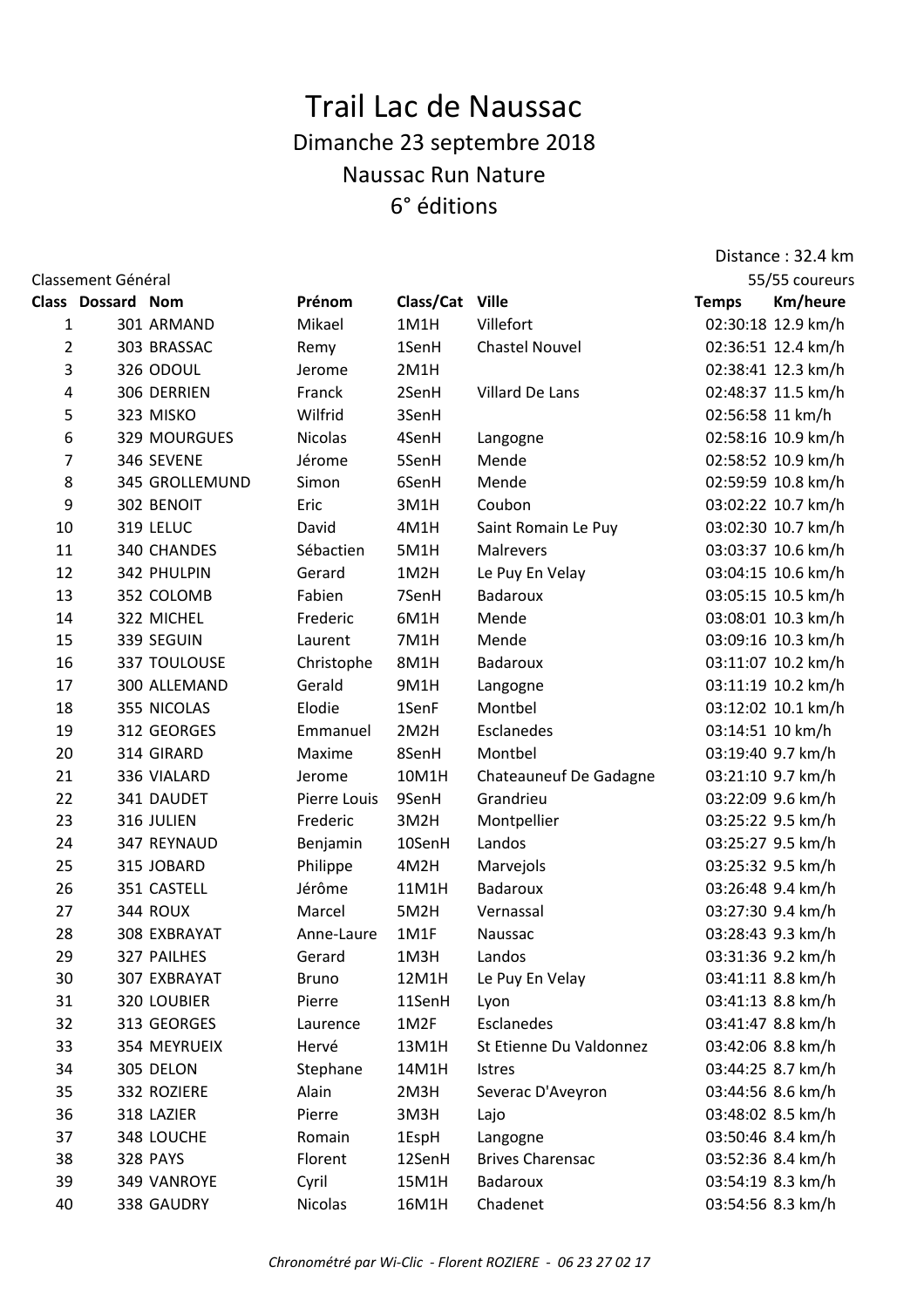# Trail Lac de Naussac

## Dimanche 23 septembre 2018

## Naussac Run Nature

## 6° éditions

Distance : 32.4 km

Classement Général

55/55 coureurs

| Class | Dossard | Nom | Prénom | Class/Cat | Ville | Temps | Km/heure |
|---|---|---|---|---|---|---|---|
| 1 | 301 | ARMAND | Mikael | 1M1H | Villefort | 02:30:18 | 12.9 km/h |
| 2 | 303 | BRASSAC | Remy | 1SenH | Chastel Nouvel | 02:36:51 | 12.4 km/h |
| 3 | 326 | ODOUL | Jerome | 2M1H | | 02:38:41 | 12.3 km/h |
| 4 | 306 | DERRIEN | Franck | 2SenH | Villard De Lans | 02:48:37 | 11.5 km/h |
| 5 | 323 | MISKO | Wilfrid | 3SenH | | 02:56:58 | 11 km/h |
| 6 | 329 | MOURGUES | Nicolas | 4SenH | Langogne | 02:58:16 | 10.9 km/h |
| 7 | 346 | SEVENE | Jérome | 5SenH | Mende | 02:58:52 | 10.9 km/h |
| 8 | 345 | GROLLEMUND | Simon | 6SenH | Mende | 02:59:59 | 10.8 km/h |
| 9 | 302 | BENOIT | Eric | 3M1H | Coubon | 03:02:22 | 10.7 km/h |
| 10 | 319 | LELUC | David | 4M1H | Saint Romain Le Puy | 03:02:30 | 10.7 km/h |
| 11 | 340 | CHANDES | Sébactien | 5M1H | Malrevers | 03:03:37 | 10.6 km/h |
| 12 | 342 | PHULPIN | Gerard | 1M2H | Le Puy En Velay | 03:04:15 | 10.6 km/h |
| 13 | 352 | COLOMB | Fabien | 7SenH | Badaroux | 03:05:15 | 10.5 km/h |
| 14 | 322 | MICHEL | Frederic | 6M1H | Mende | 03:08:01 | 10.3 km/h |
| 15 | 339 | SEGUIN | Laurent | 7M1H | Mende | 03:09:16 | 10.3 km/h |
| 16 | 337 | TOULOUSE | Christophe | 8M1H | Badaroux | 03:11:07 | 10.2 km/h |
| 17 | 300 | ALLEMAND | Gerald | 9M1H | Langogne | 03:11:19 | 10.2 km/h |
| 18 | 355 | NICOLAS | Elodie | 1SenF | Montbel | 03:12:02 | 10.1 km/h |
| 19 | 312 | GEORGES | Emmanuel | 2M2H | Esclanedes | 03:14:51 | 10 km/h |
| 20 | 314 | GIRARD | Maxime | 8SenH | Montbel | 03:19:40 | 9.7 km/h |
| 21 | 336 | VIALARD | Jerome | 10M1H | Chateauneuf De Gadagne | 03:21:10 | 9.7 km/h |
| 22 | 341 | DAUDET | Pierre Louis | 9SenH | Grandrieu | 03:22:09 | 9.6 km/h |
| 23 | 316 | JULIEN | Frederic | 3M2H | Montpellier | 03:25:22 | 9.5 km/h |
| 24 | 347 | REYNAUD | Benjamin | 10SenH | Landos | 03:25:27 | 9.5 km/h |
| 25 | 315 | JOBARD | Philippe | 4M2H | Marvejols | 03:25:32 | 9.5 km/h |
| 26 | 351 | CASTELL | Jérôme | 11M1H | Badaroux | 03:26:48 | 9.4 km/h |
| 27 | 344 | ROUX | Marcel | 5M2H | Vernassal | 03:27:30 | 9.4 km/h |
| 28 | 308 | EXBRAYAT | Anne-Laure | 1M1F | Naussac | 03:28:43 | 9.3 km/h |
| 29 | 327 | PAILHES | Gerard | 1M3H | Landos | 03:31:36 | 9.2 km/h |
| 30 | 307 | EXBRAYAT | Bruno | 12M1H | Le Puy En Velay | 03:41:11 | 8.8 km/h |
| 31 | 320 | LOUBIER | Pierre | 11SenH | Lyon | 03:41:13 | 8.8 km/h |
| 32 | 313 | GEORGES | Laurence | 1M2F | Esclanedes | 03:41:47 | 8.8 km/h |
| 33 | 354 | MEYRUEIX | Hervé | 13M1H | St Etienne Du Valdonnez | 03:42:06 | 8.8 km/h |
| 34 | 305 | DELON | Stephane | 14M1H | Istres | 03:44:25 | 8.7 km/h |
| 35 | 332 | ROZIERE | Alain | 2M3H | Severac D'Aveyron | 03:44:56 | 8.6 km/h |
| 36 | 318 | LAZIER | Pierre | 3M3H | Lajo | 03:48:02 | 8.5 km/h |
| 37 | 348 | LOUCHE | Romain | 1EspH | Langogne | 03:50:46 | 8.4 km/h |
| 38 | 328 | PAYS | Florent | 12SenH | Brives Charensac | 03:52:36 | 8.4 km/h |
| 39 | 349 | VANROYE | Cyril | 15M1H | Badaroux | 03:54:19 | 8.3 km/h |
| 40 | 338 | GAUDRY | Nicolas | 16M1H | Chadenet | 03:54:56 | 8.3 km/h |

*Chronométré par Wi-Clic - Florent ROZIERE - 06 23 27 02 17*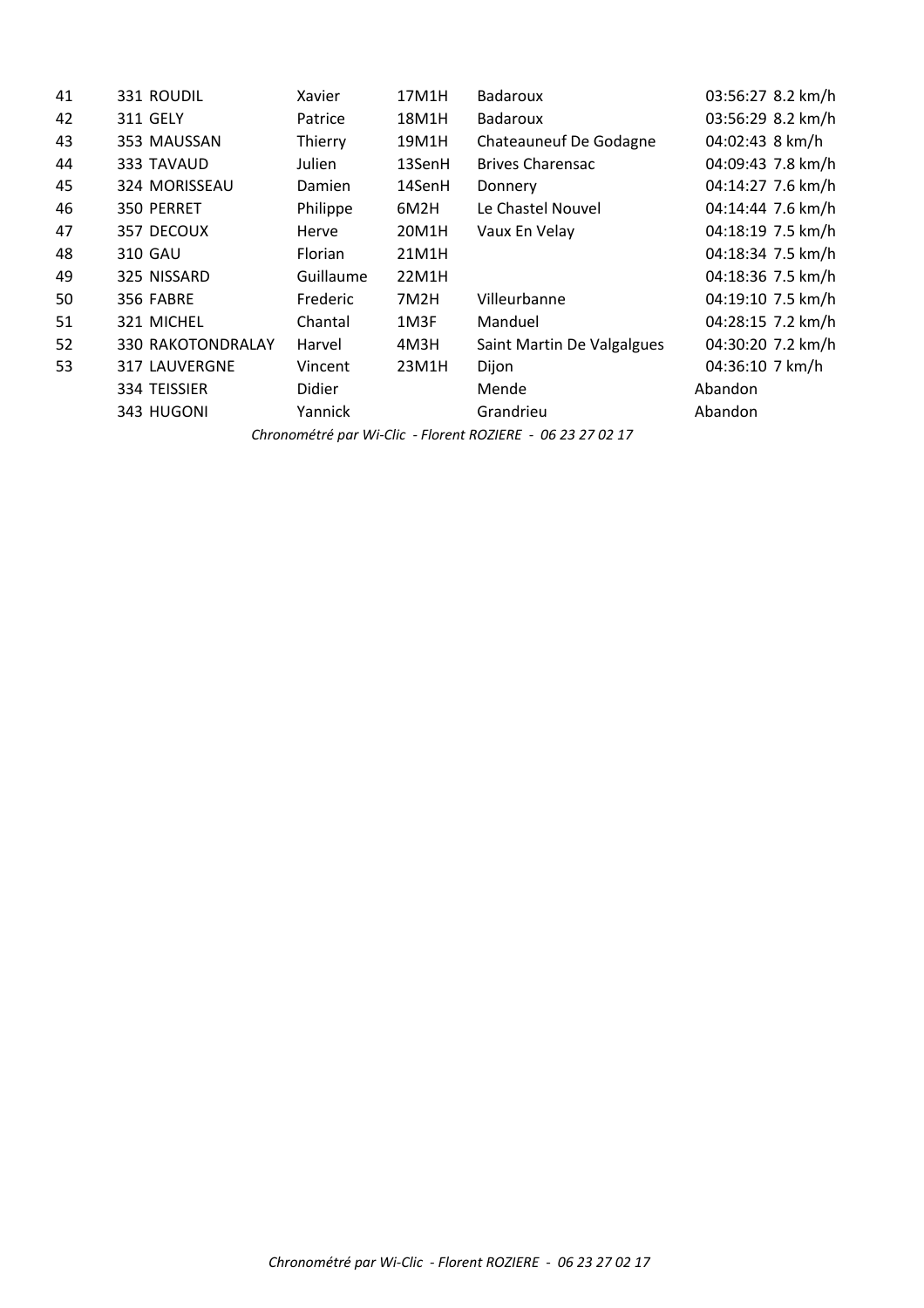| | | | | | | | |
|---|---|---|---|---|---|---|---|
| 41 | 331 | ROUDIL | Xavier | 17M1H | Badaroux | 03:56:27 | 8.2 km/h |
| 42 | 311 | GELY | Patrice | 18M1H | Badaroux | 03:56:29 | 8.2 km/h |
| 43 | 353 | MAUSSAN | Thierry | 19M1H | Chateauneuf De Godagne | 04:02:43 | 8 km/h |
| 44 | 333 | TAVAUD | Julien | 13SenH | Brives Charensac | 04:09:43 | 7.8 km/h |
| 45 | 324 | MORISSEAU | Damien | 14SenH | Donnery | 04:14:27 | 7.6 km/h |
| 46 | 350 | PERRET | Philippe | 6M2H | Le Chastel Nouvel | 04:14:44 | 7.6 km/h |
| 47 | 357 | DECOUX | Herve | 20M1H | Vaux En Velay | 04:18:19 | 7.5 km/h |
| 48 | 310 | GAU | Florian | 21M1H | | 04:18:34 | 7.5 km/h |
| 49 | 325 | NISSARD | Guillaume | 22M1H | | 04:18:36 | 7.5 km/h |
| 50 | 356 | FABRE | Frederic | 7M2H | Villeurbanne | 04:19:10 | 7.5 km/h |
| 51 | 321 | MICHEL | Chantal | 1M3F | Manduel | 04:28:15 | 7.2 km/h |
| 52 | 330 | RAKOTONDRALAY | Harvel | 4M3H | Saint Martin De Valgalgues | 04:30:20 | 7.2 km/h |
| 53 | 317 | LAUVERGNE | Vincent | 23M1H | Dijon | 04:36:10 | 7 km/h |
| | 334 | TEISSIER | Didier | | Mende | Abandon | |
| | 343 | HUGONI | Yannick | | Grandrieu | Abandon | |

*Chronométré par Wi-Clic - Florent ROZIERE - 06 23 27 02 17*